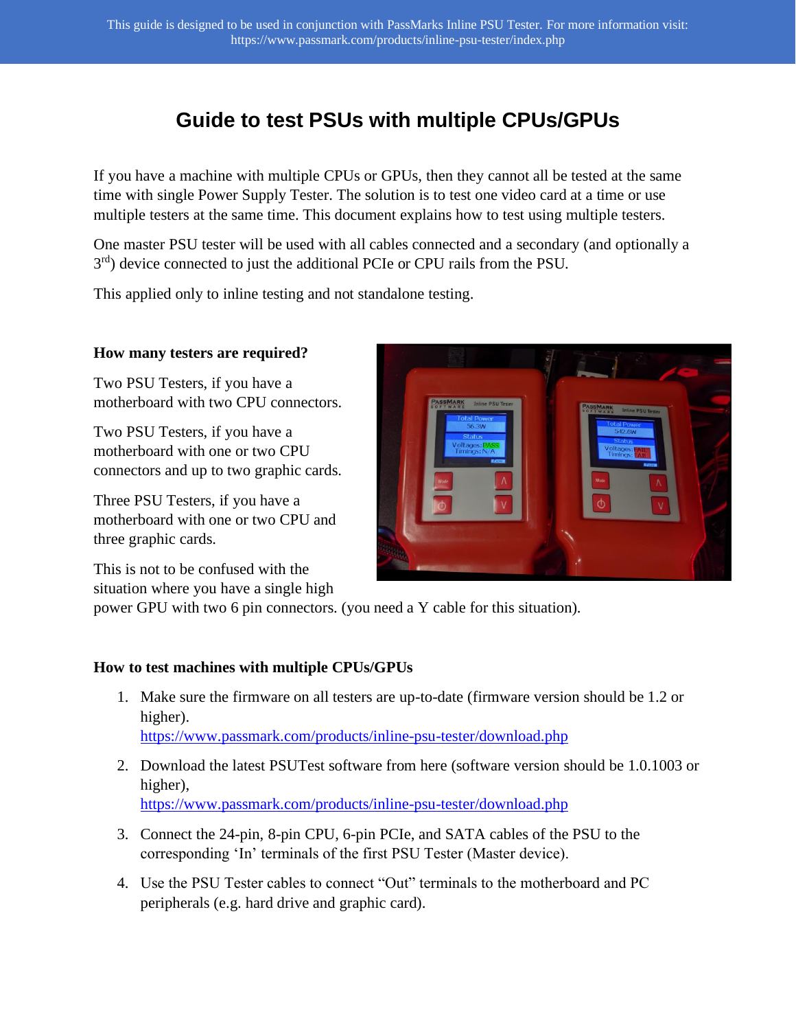This guide is designed to be used in conjunction with PassMarks Inline PSU Tester. For more information visit: https://www.passmark.com/products/inline-psu-tester/index.php

# Guide to test PSUs with multiple CPUs/GPUs

If you have a machine with multiple CPUs or GPUs, then they cannot all be tested at the same time with single Power Supply Tester. The solution is to test one video card at a time or use multiple testers at the same time. This document explains how to test using multiple testers.

One master PSU tester will be used with all cables connected and a secondary (and optionally a 3rd) device connected to just the additional PCIe or CPU rails from the PSU.

This applied only to inline testing and not standalone testing.

**How many testers are required?**

Two PSU Testers, if you have a motherboard with two CPU connectors.

Two PSU Testers, if you have a motherboard with one or two CPU connectors and up to two graphic cards.

Three PSU Testers, if you have a motherboard with one or two CPU and three graphic cards.

This is not to be confused with the situation where you have a single high power GPU with two 6 pin connectors. (you need a Y cable for this situation).

**How to test machines with multiple CPUs/GPUs**

1. Make sure the firmware on all testers are up-to-date (firmware version should be 1.2 or higher).
   https://www.passmark.com/products/inline-psu-tester/download.php
2. Download the latest PSUTest software from here (software version should be 1.0.1003 or higher),
   https://www.passmark.com/products/inline-psu-tester/download.php
3. Connect the 24-pin, 8-pin CPU, 6-pin PCIe, and SATA cables of the PSU to the corresponding 'In' terminals of the first PSU Tester (Master device).
4. Use the PSU Tester cables to connect "Out" terminals to the motherboard and PC peripherals (e.g. hard drive and graphic card).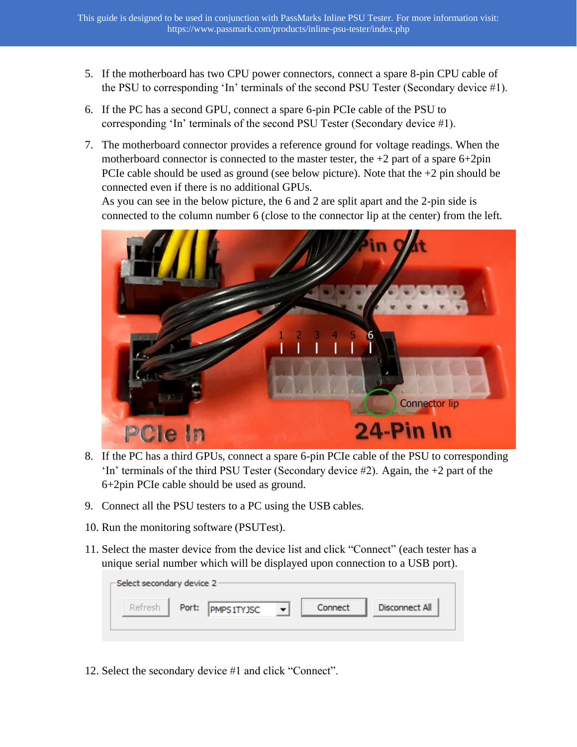5. If the motherboard has two CPU power connectors, connect a spare 8-pin CPU cable of the PSU to corresponding 'In' terminals of the second PSU Tester (Secondary device #1).

6. If the PC has a second GPU, connect a spare 6-pin PCIe cable of the PSU to corresponding 'In' terminals of the second PSU Tester (Secondary device #1).

7. The motherboard connector provides a reference ground for voltage readings. When the motherboard connector is connected to the master tester, the +2 part of a spare 6+2pin PCIe cable should be used as ground (see below picture). Note that the +2 pin should be connected even if there is no additional GPUs.
   As you can see in the below picture, the 6 and 2 are split apart and the 2-pin side is connected to the column number 6 (close to the connector lip at the center) from the left.

8. If the PC has a third GPUs, connect a spare 6-pin PCIe cable of the PSU to corresponding 'In' terminals of the third PSU Tester (Secondary device #2). Again, the +2 part of the 6+2pin PCIe cable should be used as ground.

9. Connect all the PSU testers to a PC using the USB cables.

10. Run the monitoring software (PSUTest).

11. Select the master device from the device list and click "Connect" (each tester has a unique serial number which will be displayed upon connection to a USB port).

12. Select the secondary device #1 and click "Connect".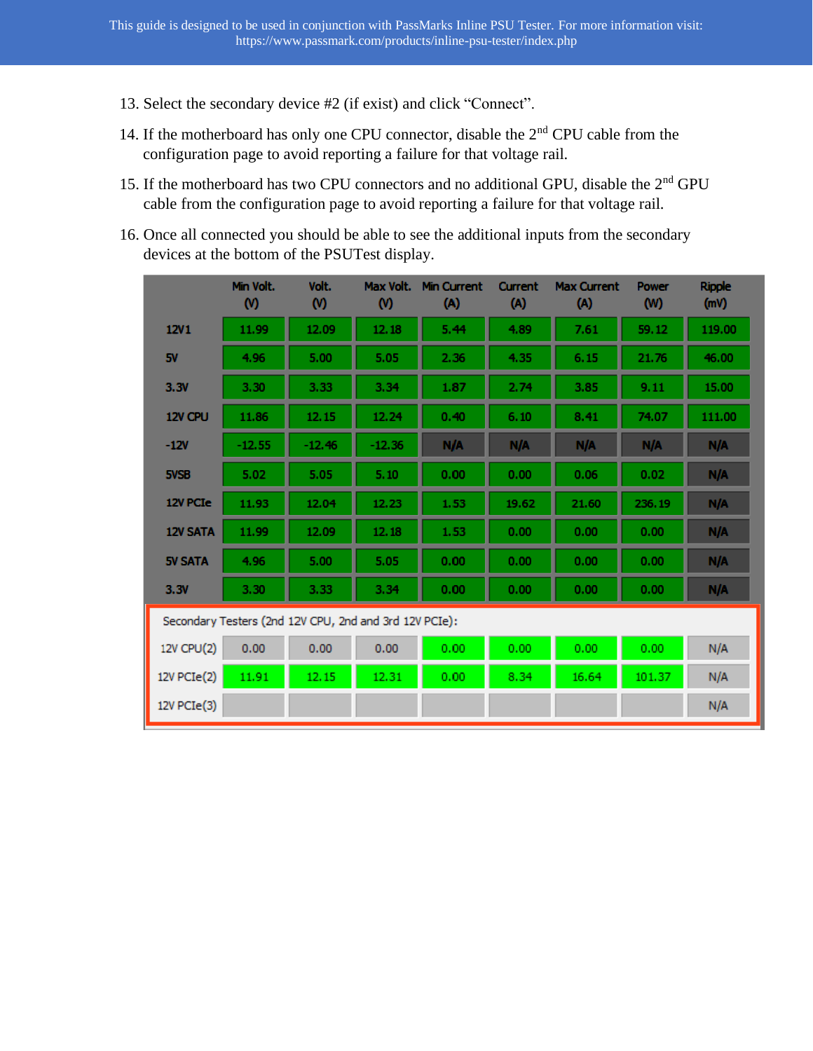13. Select the secondary device #2 (if exist) and click "Connect".

14. If the motherboard has only one CPU connector, disable the 2nd CPU cable from the configuration page to avoid reporting a failure for that voltage rail.

15. If the motherboard has two CPU connectors and no additional GPU, disable the 2nd GPU cable from the configuration page to avoid reporting a failure for that voltage rail.

16. Once all connected you should be able to see the additional inputs from the secondary devices at the bottom of the PSUTest display.

| | Min Volt. (V) | Volt. (V) | Max Volt. (V) | Min Current (A) | Current (A) | Max Current (A) | Power (W) | Ripple (mV) |
|---|---|---|---|---|---|---|---|---|
| 12V1 | 11.99 | 12.09 | 12.18 | 5.44 | 4.89 | 7.61 | 59.12 | 119.00 |
| 5V | 4.96 | 5.00 | 5.05 | 2.36 | 4.35 | 6.15 | 21.76 | 46.00 |
| 3.3V | 3.30 | 3.33 | 3.34 | 1.87 | 2.74 | 3.85 | 9.11 | 15.00 |
| 12V CPU | 11.86 | 12.15 | 12.24 | 0.40 | 6.10 | 8.41 | 74.07 | 111.00 |
| -12V | -12.55 | -12.46 | -12.36 | N/A | N/A | N/A | N/A | N/A |
| 5VSB | 5.02 | 5.05 | 5.10 | 0.00 | 0.00 | 0.06 | 0.02 | N/A |
| 12V PCIe | 11.93 | 12.04 | 12.23 | 1.53 | 19.62 | 21.60 | 236.19 | N/A |
| 12V SATA | 11.99 | 12.09 | 12.18 | 1.53 | 0.00 | 0.00 | 0.00 | N/A |
| 5V SATA | 4.96 | 5.00 | 5.05 | 0.00 | 0.00 | 0.00 | 0.00 | N/A |
| 3.3V | 3.30 | 3.33 | 3.34 | 0.00 | 0.00 | 0.00 | 0.00 | N/A |
| Secondary Testers (2nd 12V CPU, 2nd and 3rd 12V PCIe): | | | | | | | | |
| 12V CPU(2) | 0.00 | 0.00 | 0.00 | 0.00 | 0.00 | 0.00 | 0.00 | N/A |
| 12V PCIe(2) | 11.91 | 12.15 | 12.31 | 0.00 | 8.34 | 16.64 | 101.37 | N/A |
| 12V PCIe(3) | | | | | | | | N/A |